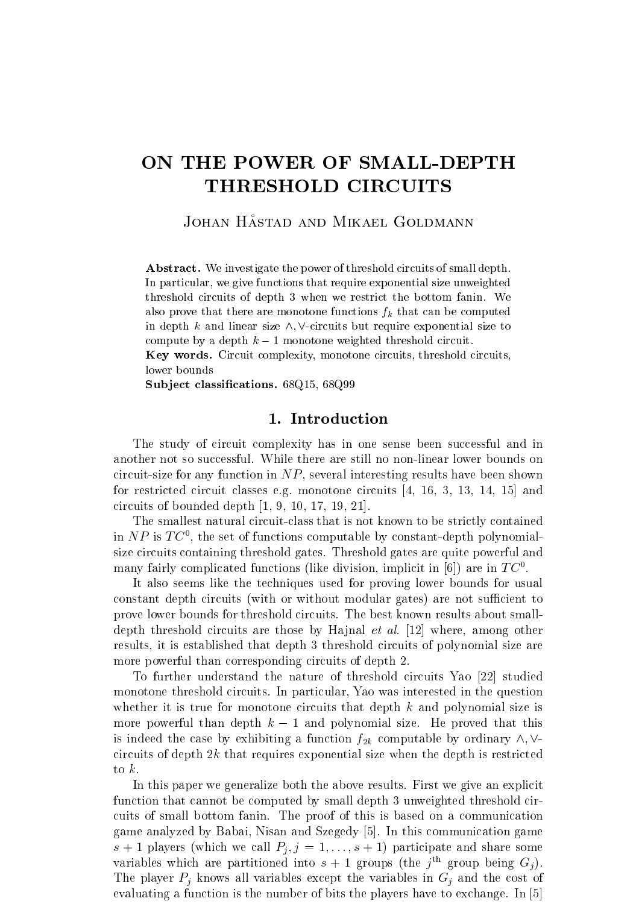# ON THE POWER OF SMALL-DEPTH THRESHOLD CIRCUITS

Johan Håstad and Mikael Goldmann

**Abstract.** We investigate the power of threshold circuits of small depth. In particular, we give functions that require exponential size unweighted threshold circuits of depth 3 when we restrict the bottom fanin. We also prove that there are monotone functions $f_k$ that can be computed in depth $k$ and linear size $\wedge, \vee$-circuits but require exponential size to compute by a depth $k-1$ monotone weighted threshold circuit.

**Key words.** Circuit complexity, monotone circuits, threshold circuits, lower bounds

**Subject classifications.** 68Q15, 68Q99

## 1. Introduction

The study of circuit complexity has in one sense been successful and in another not so successful. While there are still no non-linear lower bounds on circuit-size for any function in $NP$, several interesting results have been shown for restricted circuit classes e.g. monotone circuits [4, 16, 3, 13, 14, 15] and circuits of bounded depth [1, 9, 10, 17, 19, 21].

The smallest natural circuit-class that is not known to be strictly contained in $NP$ is $TC^0$, the set of functions computable by constant-depth polynomial-size circuits containing threshold gates. Threshold gates are quite powerful and many fairly complicated functions (like division, implicit in [6]) are in $TC^0$.

It also seems like the techniques used for proving lower bounds for usual constant depth circuits (with or without modular gates) are not sufficient to prove lower bounds for threshold circuits. The best known results about small-depth threshold circuits are those by Hajnal *et al.* [12] where, among other results, it is established that depth 3 threshold circuits of polynomial size are more powerful than corresponding circuits of depth 2.

To further understand the nature of threshold circuits Yao [22] studied monotone threshold circuits. In particular, Yao was interested in the question whether it is true for monotone circuits that depth $k$ and polynomial size is more powerful than depth $k-1$ and polynomial size. He proved that this is indeed the case by exhibiting a function $f_{2k}$ computable by ordinary $\wedge, \vee$-circuits of depth $2k$ that requires exponential size when the depth is restricted to $k$.

In this paper we generalize both the above results. First we give an explicit function that cannot be computed by small depth 3 unweighted threshold circuits of small bottom fanin. The proof of this is based on a communication game analyzed by Babai, Nisan and Szegedy [5]. In this communication game $s+1$ players (which we call $P_j, j = 1, \ldots, s+1$) participate and share some variables which are partitioned into $s+1$ groups (the $j^{\text{th}}$ group being $G_j$). The player $P_j$ knows all variables except the variables in $G_j$ and the cost of evaluating a function is the number of bits the players have to exchange. In [5]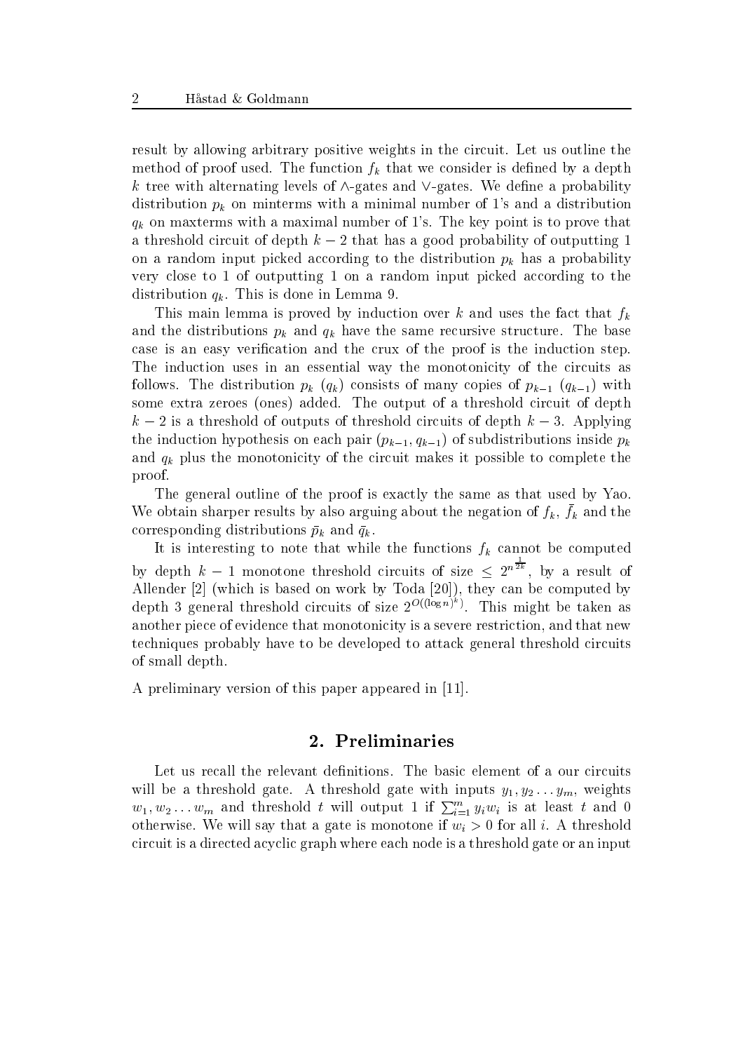result by allowing arbitrary positive weights in the circuit. Let us outline the method of proof used. The function $f_k$ that we consider is defined by a depth $k$ tree with alternating levels of $\wedge$-gates and $\vee$-gates. We define a probability distribution $p_k$ on minterms with a minimal number of 1's and a distribution $q_k$ on maxterms with a maximal number of 1's. The key point is to prove that a threshold circuit of depth $k-2$ that has a good probability of outputting 1 on a random input picked according to the distribution $p_k$ has a probability very close to 1 of outputting 1 on a random input picked according to the distribution $q_k$. This is done in Lemma 9.

This main lemma is proved by induction over $k$ and uses the fact that $f_k$ and the distributions $p_k$ and $q_k$ have the same recursive structure. The base case is an easy verification and the crux of the proof is the induction step. The induction uses in an essential way the monotonicity of the circuits as follows. The distribution $p_k$ ($q_k$) consists of many copies of $p_{k-1}$ ($q_{k-1}$) with some extra zeroes (ones) added. The output of a threshold circuit of depth $k-2$ is a threshold of outputs of threshold circuits of depth $k-3$. Applying the induction hypothesis on each pair $(p_{k-1}, q_{k-1})$ of subdistributions inside $p_k$ and $q_k$ plus the monotonicity of the circuit makes it possible to complete the proof.

The general outline of the proof is exactly the same as that used by Yao. We obtain sharper results by also arguing about the negation of $f_k$, $\bar{f}_k$ and the corresponding distributions $\bar{p}_k$ and $\bar{q}_k$.

It is interesting to note that while the functions $f_k$ cannot be computed by depth $k-1$ monotone threshold circuits of size $\leq 2^{n^{\frac{1}{2k}}}$, by a result of Allender [2] (which is based on work by Toda [20]), they can be computed by depth 3 general threshold circuits of size $2^{O((\log n)^k)}$. This might be taken as another piece of evidence that monotonicity is a severe restriction, and that new techniques probably have to be developed to attack general threshold circuits of small depth.

A preliminary version of this paper appeared in [11].

## 2. Preliminaries

Let us recall the relevant definitions. The basic element of a our circuits will be a threshold gate. A threshold gate with inputs $y_1, y_2 \ldots y_m$, weights $w_1, w_2 \ldots w_m$ and threshold $t$ will output 1 if $\sum_{i=1}^{m} y_i w_i$ is at least $t$ and 0 otherwise. We will say that a gate is monotone if $w_i > 0$ for all $i$. A threshold circuit is a directed acyclic graph where each node is a threshold gate or an input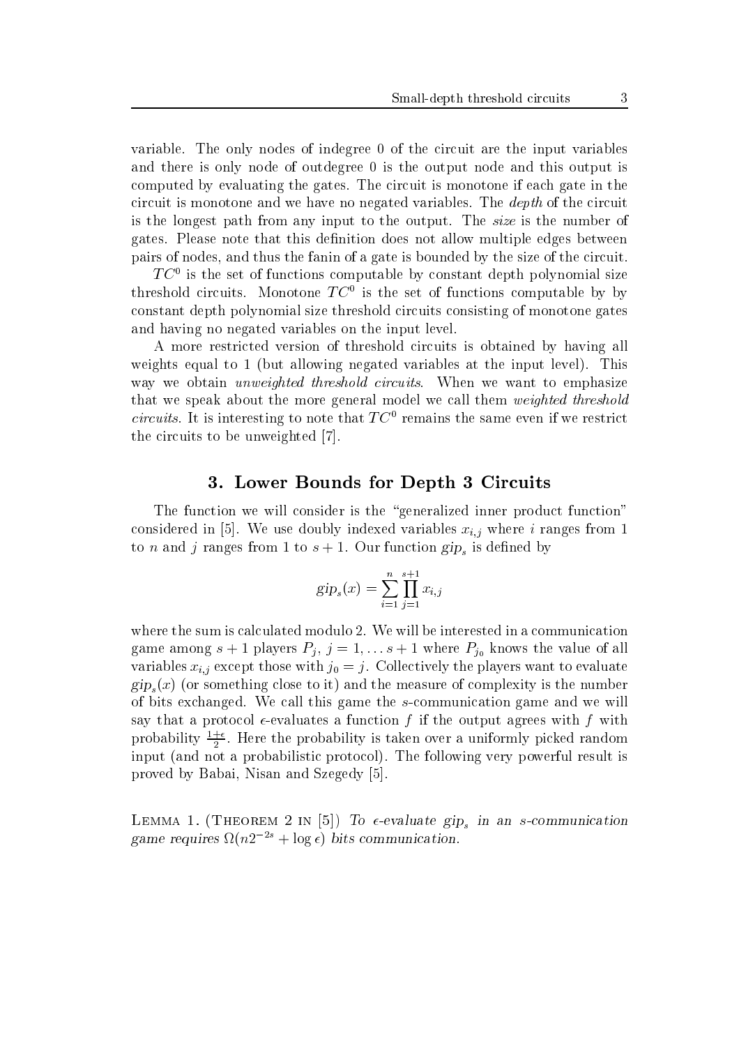variable. The only nodes of indegree 0 of the circuit are the input variables and there is only node of outdegree 0 is the output node and this output is computed by evaluating the gates. The circuit is monotone if each gate in the circuit is monotone and we have no negated variables. The *depth* of the circuit is the longest path from any input to the output. The *size* is the number of gates. Please note that this definition does not allow multiple edges between pairs of nodes, and thus the fanin of a gate is bounded by the size of the circuit.

$TC^0$ is the set of functions computable by constant depth polynomial size threshold circuits. Monotone $TC^0$ is the set of functions computable by by constant depth polynomial size threshold circuits consisting of monotone gates and having no negated variables on the input level.

A more restricted version of threshold circuits is obtained by having all weights equal to 1 (but allowing negated variables at the input level). This way we obtain *unweighted threshold circuits*. When we want to emphasize that we speak about the more general model we call them *weighted threshold circuits*. It is interesting to note that $TC^0$ remains the same even if we restrict the circuits to be unweighted [7].

## 3. Lower Bounds for Depth 3 Circuits

The function we will consider is the "generalized inner product function" considered in [5]. We use doubly indexed variables $x_{i,j}$ where $i$ ranges from 1 to $n$ and $j$ ranges from 1 to $s+1$. Our function $gip_s$ is defined by

$$gip_s(x) = \sum_{i=1}^{n} \prod_{j=1}^{s+1} x_{i,j}$$

where the sum is calculated modulo 2. We will be interested in a communication game among $s+1$ players $P_j$, $j = 1, \ldots s+1$ where $P_{j_0}$ knows the value of all variables $x_{i,j}$ except those with $j_0 = j$. Collectively the players want to evaluate $gip_s(x)$ (or something close to it) and the measure of complexity is the number of bits exchanged. We call this game the $s$-communication game and we will say that a protocol $\epsilon$-evaluates a function $f$ if the output agrees with $f$ with probability $\frac{1+\epsilon}{2}$. Here the probability is taken over a uniformly picked random input (and not a probabilistic protocol). The following very powerful result is proved by Babai, Nisan and Szegedy [5].

Lemma 1. (Theorem 2 in [5]) *To $\epsilon$-evaluate $gip_s$ in an $s$-communication game requires $\Omega(n2^{-2s} + \log \epsilon)$ bits communication.*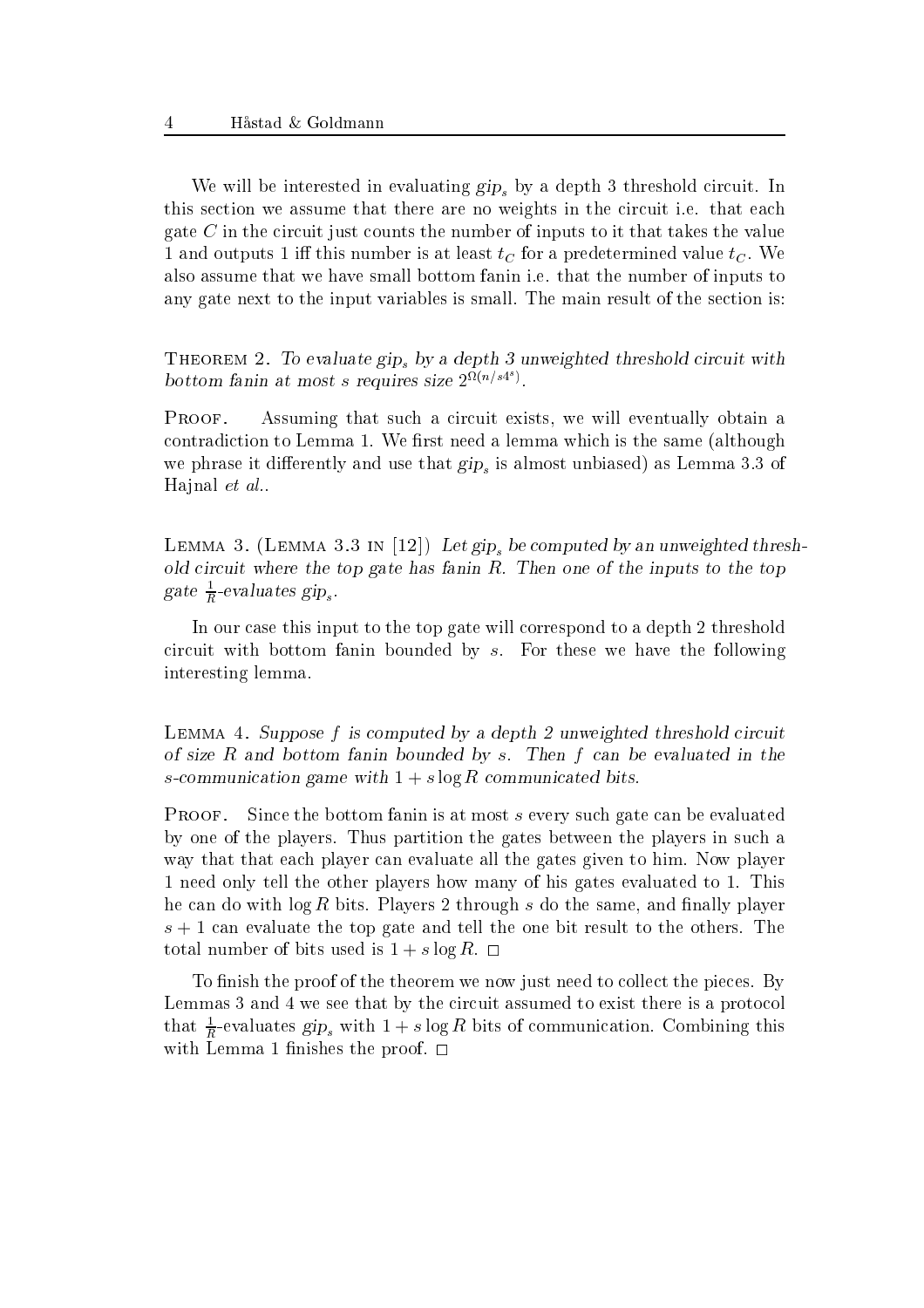We will be interested in evaluating $gip_s$ by a depth 3 threshold circuit. In this section we assume that there are no weights in the circuit i.e. that each gate $C$ in the circuit just counts the number of inputs to it that takes the value 1 and outputs 1 iff this number is at least $t_C$ for a predetermined value $t_C$. We also assume that we have small bottom fanin i.e. that the number of inputs to any gate next to the input variables is small. The main result of the section is:

**Theorem 2.** *To evaluate $gip_s$ by a depth 3 unweighted threshold circuit with bottom fanin at most $s$ requires size $2^{\Omega(n/s4^s)}$.*

**Proof.** Assuming that such a circuit exists, we will eventually obtain a contradiction to Lemma 1. We first need a lemma which is the same (although we phrase it differently and use that $gip_s$ is almost unbiased) as Lemma 3.3 of Hajnal *et al.*.

**Lemma 3.** (Lemma 3.3 in [12]) *Let $gip_s$ be computed by an unweighted threshold circuit where the top gate has fanin $R$. Then one of the inputs to the top gate $\frac{1}{R}$-evaluates $gip_s$.*

In our case this input to the top gate will correspond to a depth 2 threshold circuit with bottom fanin bounded by $s$. For these we have the following interesting lemma.

**Lemma 4.** *Suppose $f$ is computed by a depth 2 unweighted threshold circuit of size $R$ and bottom fanin bounded by $s$. Then $f$ can be evaluated in the $s$-communication game with $1 + s \log R$ communicated bits.*

**Proof.** Since the bottom fanin is at most $s$ every such gate can be evaluated by one of the players. Thus partition the gates between the players in such a way that that each player can evaluate all the gates given to him. Now player 1 need only tell the other players how many of his gates evaluated to 1. This he can do with $\log R$ bits. Players 2 through $s$ do the same, and finally player $s+1$ can evaluate the top gate and tell the one bit result to the others. The total number of bits used is $1 + s \log R$. $\square$

To finish the proof of the theorem we now just need to collect the pieces. By Lemmas 3 and 4 we see that by the circuit assumed to exist there is a protocol that $\frac{1}{R}$-evaluates $gip_s$ with $1 + s \log R$ bits of communication. Combining this with Lemma 1 finishes the proof. $\square$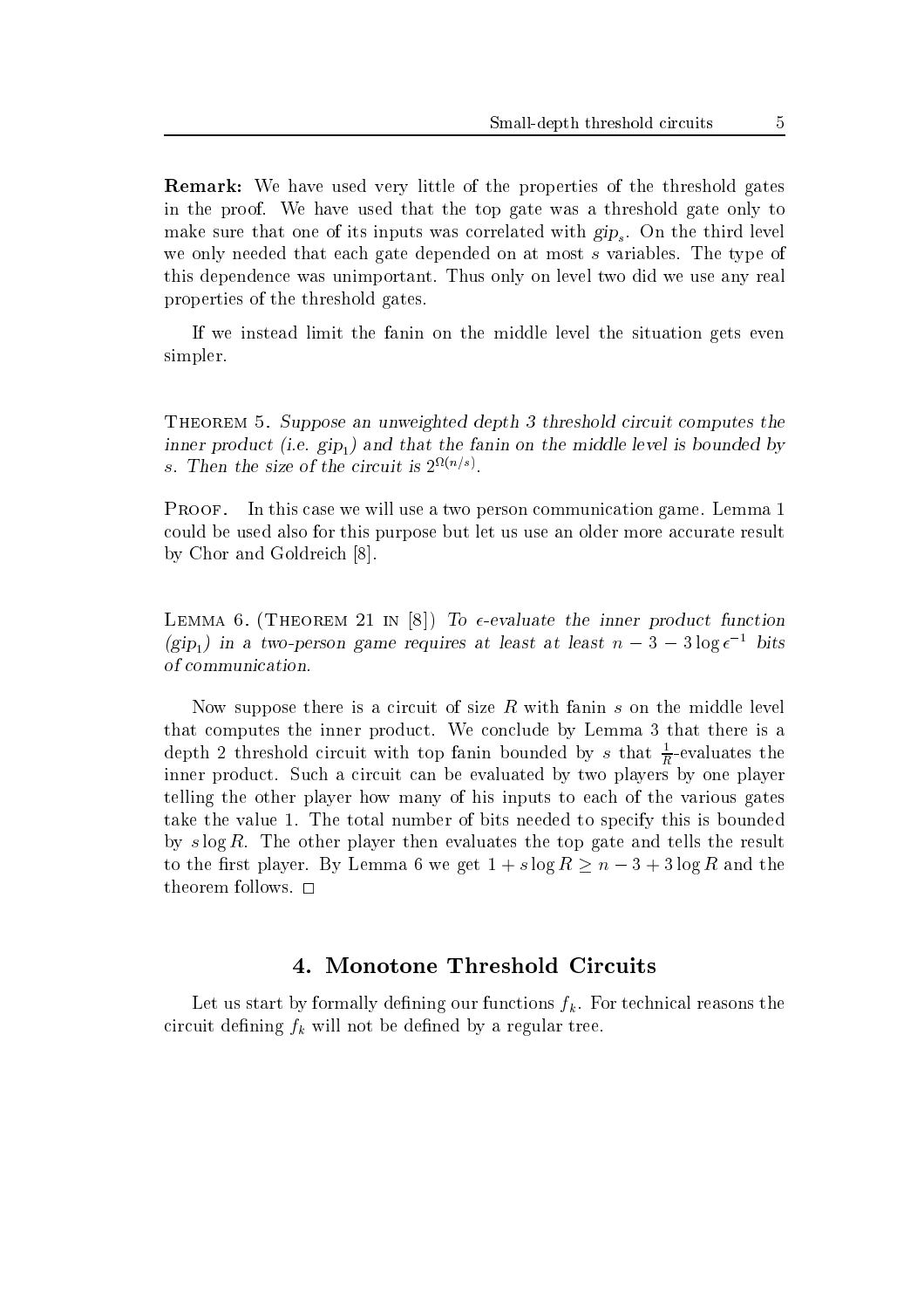**Remark:** We have used very little of the properties of the threshold gates in the proof. We have used that the top gate was a threshold gate only to make sure that one of its inputs was correlated with $gip_s$. On the third level we only needed that each gate depended on at most $s$ variables. The type of this dependence was unimportant. Thus only on level two did we use any real properties of the threshold gates.

If we instead limit the fanin on the middle level the situation gets even simpler.

THEOREM 5. *Suppose an unweighted depth 3 threshold circuit computes the inner product (i.e. $gip_1$) and that the fanin on the middle level is bounded by $s$. Then the size of the circuit is $2^{\Omega(n/s)}$.*

PROOF. In this case we will use a two person communication game. Lemma 1 could be used also for this purpose but let us use an older more accurate result by Chor and Goldreich [8].

LEMMA 6. (THEOREM 21 IN [8]) *To $\epsilon$-evaluate the inner product function ($gip_1$) in a two-person game requires at least at least $n - 3 - 3\log\epsilon^{-1}$ bits of communication.*

Now suppose there is a circuit of size $R$ with fanin $s$ on the middle level that computes the inner product. We conclude by Lemma 3 that there is a depth 2 threshold circuit with top fanin bounded by $s$ that $\frac{1}{R}$-evaluates the inner product. Such a circuit can be evaluated by two players by one player telling the other player how many of his inputs to each of the various gates take the value 1. The total number of bits needed to specify this is bounded by $s\log R$. The other player then evaluates the top gate and tells the result to the first player. By Lemma 6 we get $1 + s\log R \geq n - 3 + 3\log R$ and the theorem follows. □

## 4. Monotone Threshold Circuits

Let us start by formally defining our functions $f_k$. For technical reasons the circuit defining $f_k$ will not be defined by a regular tree.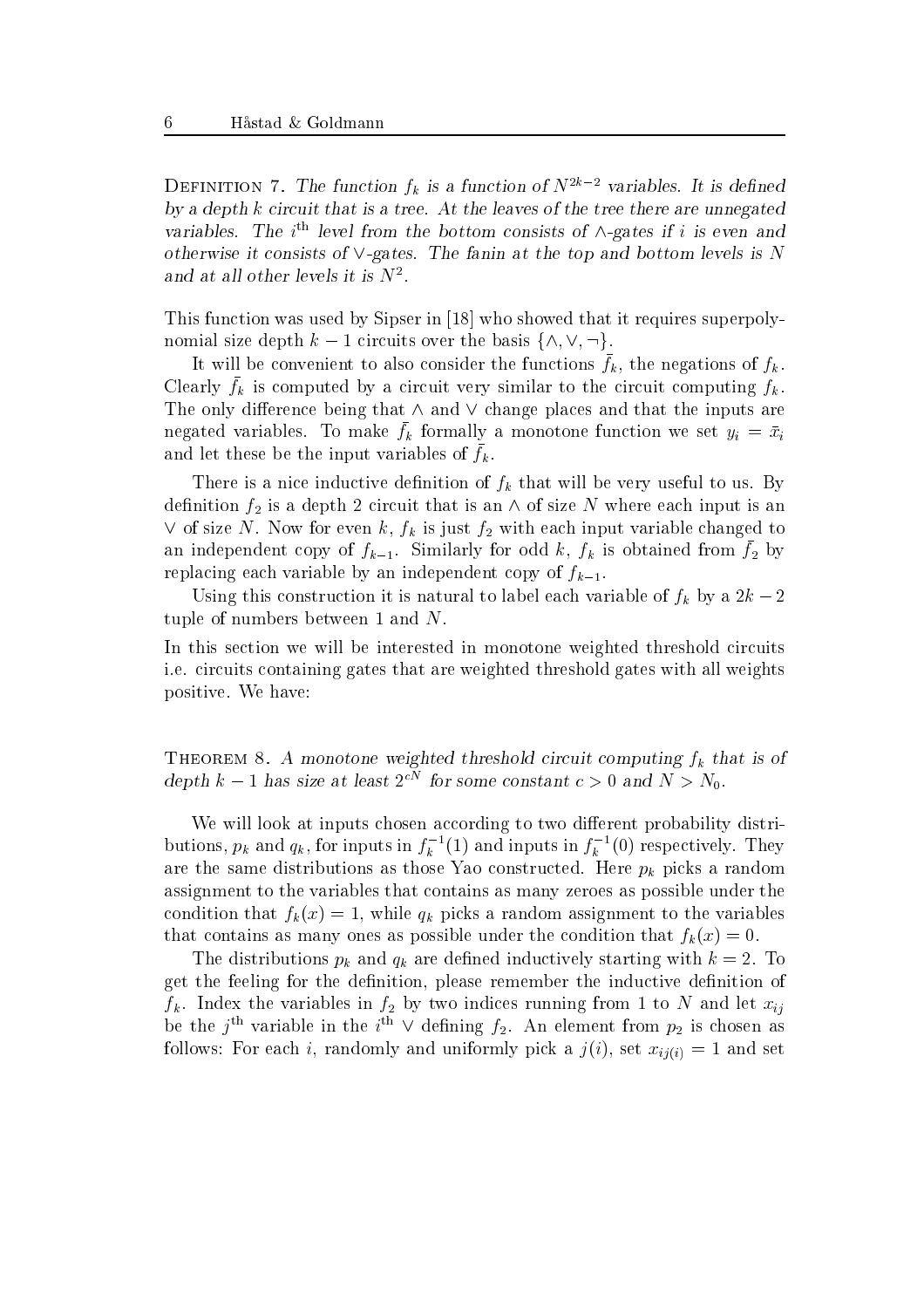**Definition 7.** *The function $f_k$ is a function of $N^{2k-2}$ variables. It is defined by a depth $k$ circuit that is a tree. At the leaves of the tree there are unnegated variables. The $i^{\text{th}}$ level from the bottom consists of $\wedge$-gates if $i$ is even and otherwise it consists of $\vee$-gates. The fanin at the top and bottom levels is $N$ and at all other levels it is $N^2$.*

This function was used by Sipser in [18] who showed that it requires superpolynomial size depth $k-1$ circuits over the basis $\{\wedge, \vee, \neg\}$.

It will be convenient to also consider the functions $\bar{f}_k$, the negations of $f_k$. Clearly $\bar{f}_k$ is computed by a circuit very similar to the circuit computing $f_k$. The only difference being that $\wedge$ and $\vee$ change places and that the inputs are negated variables. To make $\bar{f}_k$ formally a monotone function we set $y_i = \bar{x}_i$ and let these be the input variables of $\bar{f}_k$.

There is a nice inductive definition of $f_k$ that will be very useful to us. By definition $f_2$ is a depth 2 circuit that is an $\wedge$ of size $N$ where each input is an $\vee$ of size $N$. Now for even $k$, $f_k$ is just $f_2$ with each input variable changed to an independent copy of $f_{k-1}$. Similarly for odd $k$, $f_k$ is obtained from $\bar{f}_2$ by replacing each variable by an independent copy of $f_{k-1}$.

Using this construction it is natural to label each variable of $f_k$ by a $2k-2$ tuple of numbers between 1 and $N$.

In this section we will be interested in monotone weighted threshold circuits i.e. circuits containing gates that are weighted threshold gates with all weights positive. We have:

**Theorem 8.** *A monotone weighted threshold circuit computing $f_k$ that is of depth $k-1$ has size at least $2^{cN}$ for some constant $c > 0$ and $N > N_0$.*

We will look at inputs chosen according to two different probability distributions, $p_k$ and $q_k$, for inputs in $f_k^{-1}(1)$ and inputs in $f_k^{-1}(0)$ respectively. They are the same distributions as those Yao constructed. Here $p_k$ picks a random assignment to the variables that contains as many zeroes as possible under the condition that $f_k(x) = 1$, while $q_k$ picks a random assignment to the variables that contains as many ones as possible under the condition that $f_k(x) = 0$.

The distributions $p_k$ and $q_k$ are defined inductively starting with $k = 2$. To get the feeling for the definition, please remember the inductive definition of $f_k$. Index the variables in $f_2$ by two indices running from 1 to $N$ and let $x_{ij}$ be the $j^{\text{th}}$ variable in the $i^{\text{th}}$ $\vee$ defining $f_2$. An element from $p_2$ is chosen as follows: For each $i$, randomly and uniformly pick a $j(i)$, set $x_{ij(i)} = 1$ and set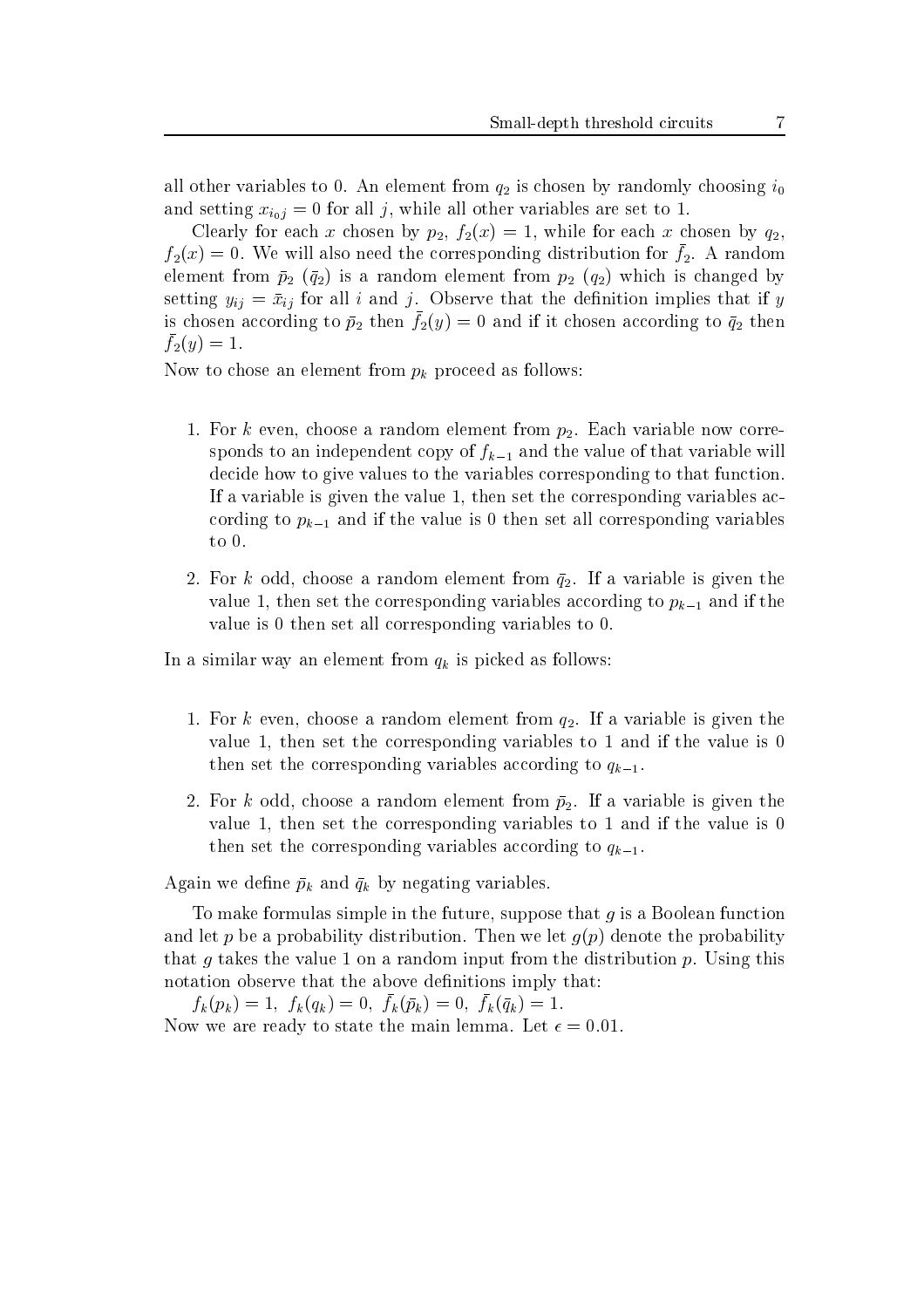all other variables to 0. An element from $q_2$ is chosen by randomly choosing $i_0$ and setting $x_{i_0 j} = 0$ for all $j$, while all other variables are set to 1.

Clearly for each $x$ chosen by $p_2$, $f_2(x) = 1$, while for each $x$ chosen by $q_2$, $f_2(x) = 0$. We will also need the corresponding distribution for $\bar{f}_2$. A random element from $\bar{p}_2$ ($\bar{q}_2$) is a random element from $p_2$ ($q_2$) which is changed by setting $y_{ij} = \bar{x}_{ij}$ for all $i$ and $j$. Observe that the definition implies that if $y$ is chosen according to $\bar{p}_2$ then $\bar{f}_2(y) = 0$ and if it chosen according to $\bar{q}_2$ then $\bar{f}_2(y) = 1$.

Now to chose an element from $p_k$ proceed as follows:

1. For $k$ even, choose a random element from $p_2$. Each variable now corresponds to an independent copy of $f_{k-1}$ and the value of that variable will decide how to give values to the variables corresponding to that function. If a variable is given the value 1, then set the corresponding variables according to $p_{k-1}$ and if the value is 0 then set all corresponding variables to 0.
2. For $k$ odd, choose a random element from $\bar{q}_2$. If a variable is given the value 1, then set the corresponding variables according to $p_{k-1}$ and if the value is 0 then set all corresponding variables to 0.

In a similar way an element from $q_k$ is picked as follows:

1. For $k$ even, choose a random element from $q_2$. If a variable is given the value 1, then set the corresponding variables to 1 and if the value is 0 then set the corresponding variables according to $q_{k-1}$.
2. For $k$ odd, choose a random element from $\bar{p}_2$. If a variable is given the value 1, then set the corresponding variables to 1 and if the value is 0 then set the corresponding variables according to $q_{k-1}$.

Again we define $\bar{p}_k$ and $\bar{q}_k$ by negating variables.

To make formulas simple in the future, suppose that $g$ is a Boolean function and let $p$ be a probability distribution. Then we let $g(p)$ denote the probability that $g$ takes the value 1 on a random input from the distribution $p$. Using this notation observe that the above definitions imply that:

$f_k(p_k) = 1$, $f_k(q_k) = 0$, $\bar{f}_k(\bar{p}_k) = 0$, $\bar{f}_k(\bar{q}_k) = 1$.

Now we are ready to state the main lemma. Let $\epsilon = 0.01$.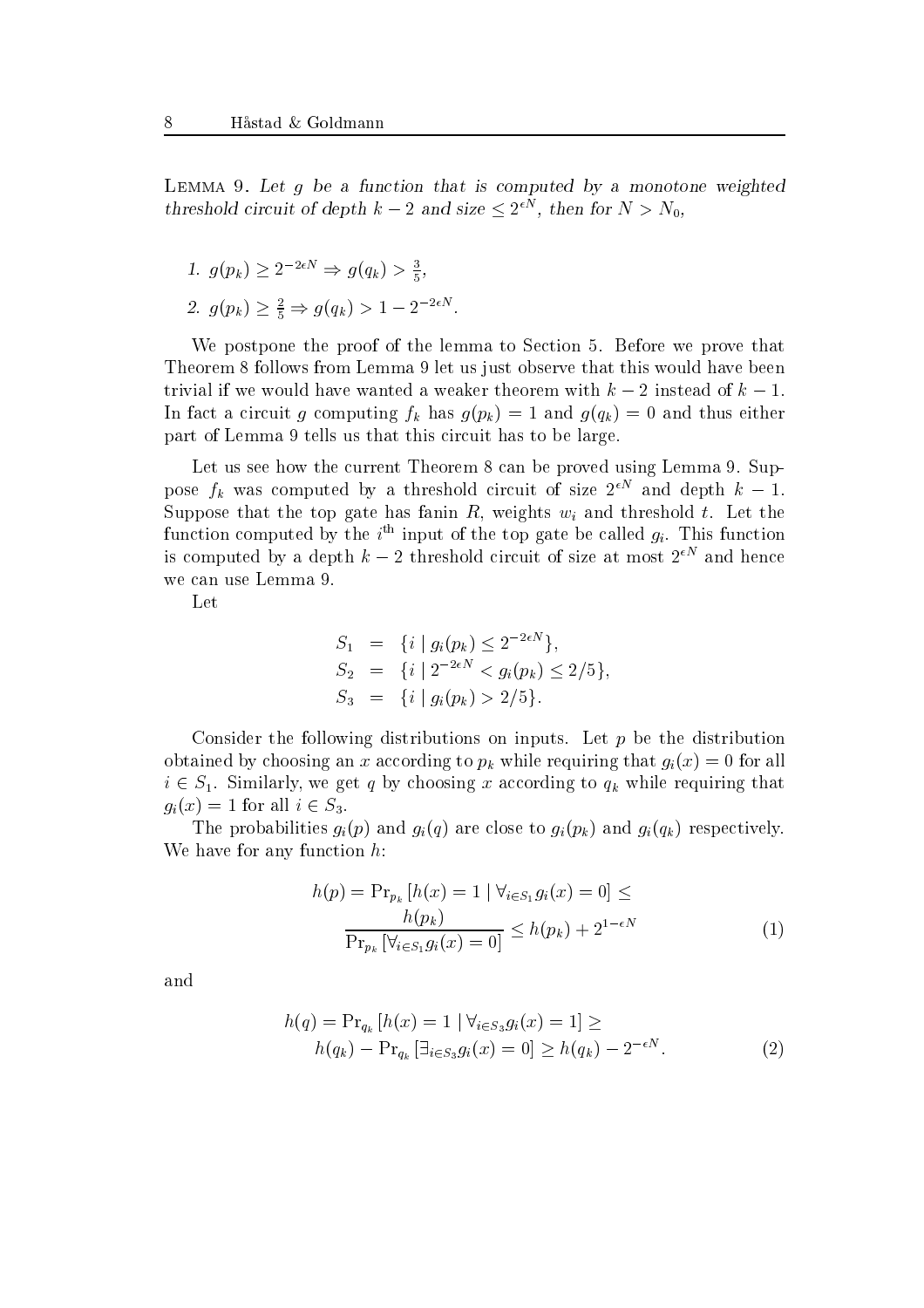**Lemma 9.** *Let $g$ be a function that is computed by a monotone weighted threshold circuit of depth $k-2$ and size $\leq 2^{\epsilon N}$, then for $N > N_0$,*

1. $g(p_k) \geq 2^{-2\epsilon N} \Rightarrow g(q_k) > \frac{3}{5}$,
2. $g(p_k) \geq \frac{2}{5} \Rightarrow g(q_k) > 1 - 2^{-2\epsilon N}$.

We postpone the proof of the lemma to Section 5. Before we prove that Theorem 8 follows from Lemma 9 let us just observe that this would have been trivial if we would have wanted a weaker theorem with $k-2$ instead of $k-1$. In fact a circuit $g$ computing $f_k$ has $g(p_k) = 1$ and $g(q_k) = 0$ and thus either part of Lemma 9 tells us that this circuit has to be large.

Let us see how the current Theorem 8 can be proved using Lemma 9. Suppose $f_k$ was computed by a threshold circuit of size $2^{\epsilon N}$ and depth $k-1$. Suppose that the top gate has fanin $R$, weights $w_i$ and threshold $t$. Let the function computed by the $i^{\text{th}}$ input of the top gate be called $g_i$. This function is computed by a depth $k-2$ threshold circuit of size at most $2^{\epsilon N}$ and hence we can use Lemma 9.

Let

$$
\begin{aligned}
S_1 &= \{i \mid g_i(p_k) \leq 2^{-2\epsilon N}\}, \\
S_2 &= \{i \mid 2^{-2\epsilon N} < g_i(p_k) \leq 2/5\}, \\
S_3 &= \{i \mid g_i(p_k) > 2/5\}.
\end{aligned}
$$

Consider the following distributions on inputs. Let $p$ be the distribution obtained by choosing an $x$ according to $p_k$ while requiring that $g_i(x) = 0$ for all $i \in S_1$. Similarly, we get $q$ by choosing $x$ according to $q_k$ while requiring that $g_i(x) = 1$ for all $i \in S_3$.

The probabilities $g_i(p)$ and $g_i(q)$ are close to $g_i(p_k)$ and $g_i(q_k)$ respectively. We have for any function $h$:

$$
\begin{aligned}
h(p) = \Pr_{p_k}[h(x) = 1 \mid \forall_{i \in S_1} g_i(x) = 0] \leq \\
\frac{h(p_k)}{\Pr_{p_k}[\forall_{i \in S_1} g_i(x) = 0]} \leq h(p_k) + 2^{1-\epsilon N}
\end{aligned} \tag{1}
$$

and

$$
\begin{aligned}
h(q) = \Pr_{q_k}[h(x) = 1 \mid \forall_{i \in S_3} g_i(x) = 1] \geq \\
h(q_k) - \Pr_{q_k}[\exists_{i \in S_3} g_i(x) = 0] \geq h(q_k) - 2^{-\epsilon N}.
\end{aligned} \tag{2}
$$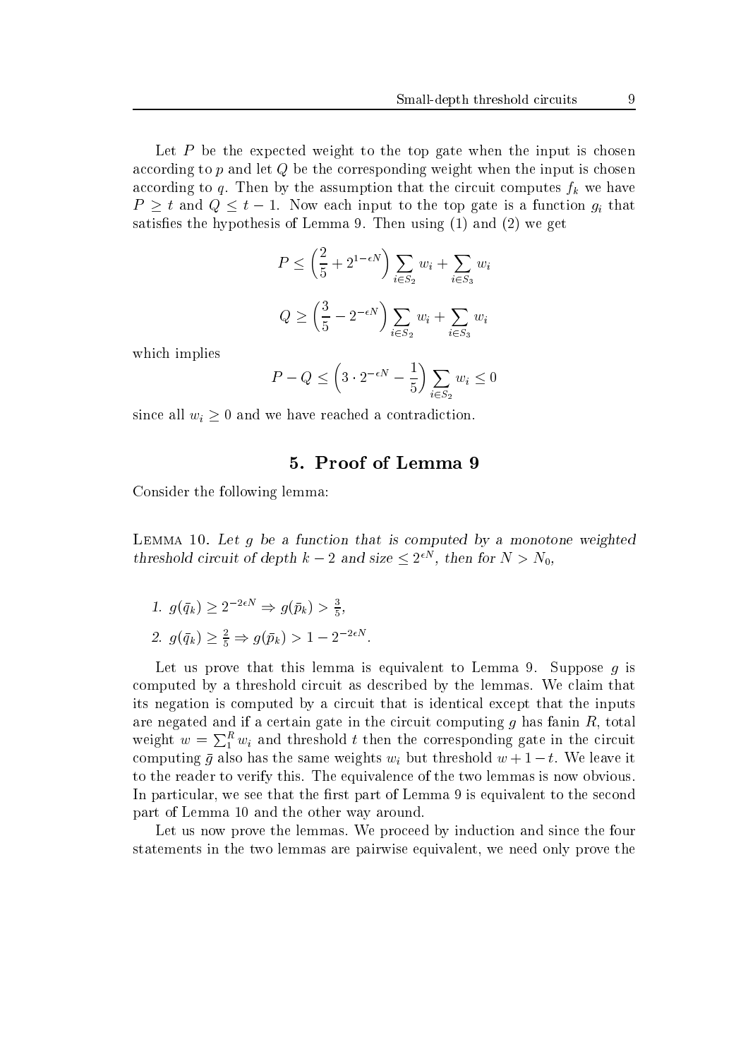Let $P$ be the expected weight to the top gate when the input is chosen according to $p$ and let $Q$ be the corresponding weight when the input is chosen according to $q$. Then by the assumption that the circuit computes $f_k$ we have $P \geq t$ and $Q \leq t-1$. Now each input to the top gate is a function $g_i$ that satisfies the hypothesis of Lemma 9. Then using (1) and (2) we get

$$P \leq \left(\frac{2}{5} + 2^{1-\epsilon N}\right) \sum_{i \in S_2} w_i + \sum_{i \in S_3} w_i$$

$$Q \geq \left(\frac{3}{5} - 2^{-\epsilon N}\right) \sum_{i \in S_2} w_i + \sum_{i \in S_3} w_i$$

which implies

$$P - Q \leq \left(3 \cdot 2^{-\epsilon N} - \frac{1}{5}\right) \sum_{i \in S_2} w_i \leq 0$$

since all $w_i \geq 0$ and we have reached a contradiction.

## 5. Proof of Lemma 9

Consider the following lemma:

Lemma 10. *Let $g$ be a function that is computed by a monotone weighted threshold circuit of depth $k-2$ and size $\leq 2^{\epsilon N}$, then for $N > N_0$,*

1. $g(\bar{q}_k) \geq 2^{-2\epsilon N} \Rightarrow g(\bar{p}_k) > \frac{3}{5}$,
2. $g(\bar{q}_k) \geq \frac{2}{5} \Rightarrow g(\bar{p}_k) > 1 - 2^{-2\epsilon N}$.

Let us prove that this lemma is equivalent to Lemma 9. Suppose $g$ is computed by a threshold circuit as described by the lemmas. We claim that its negation is computed by a circuit that is identical except that the inputs are negated and if a certain gate in the circuit computing $g$ has fanin $R$, total weight $w = \sum_1^R w_i$ and threshold $t$ then the corresponding gate in the circuit computing $\bar{g}$ also has the same weights $w_i$ but threshold $w + 1 - t$. We leave it to the reader to verify this. The equivalence of the two lemmas is now obvious. In particular, we see that the first part of Lemma 9 is equivalent to the second part of Lemma 10 and the other way around.

Let us now prove the lemmas. We proceed by induction and since the four statements in the two lemmas are pairwise equivalent, we need only prove the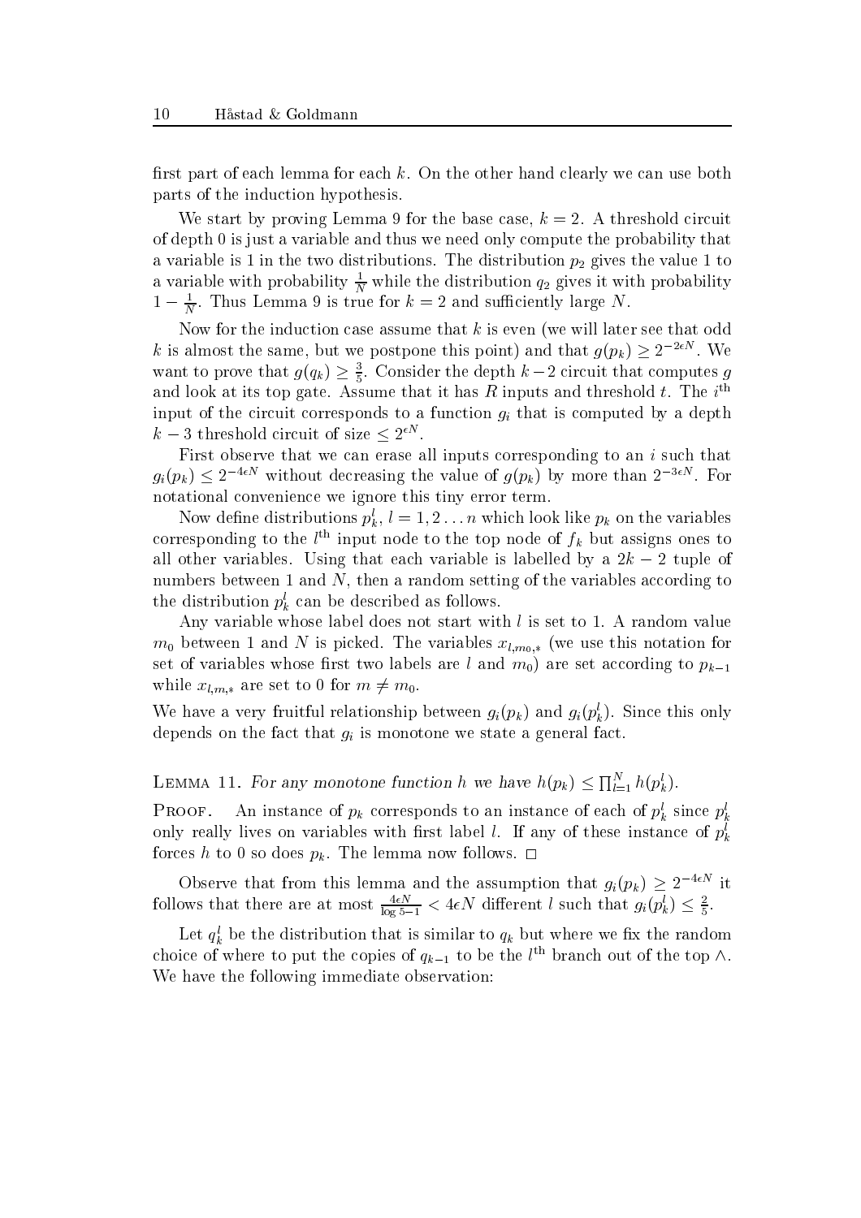first part of each lemma for each $k$. On the other hand clearly we can use both parts of the induction hypothesis.

We start by proving Lemma 9 for the base case, $k = 2$. A threshold circuit of depth 0 is just a variable and thus we need only compute the probability that a variable is 1 in the two distributions. The distribution $p_2$ gives the value 1 to a variable with probability $\frac{1}{N}$ while the distribution $q_2$ gives it with probability $1 - \frac{1}{N}$. Thus Lemma 9 is true for $k = 2$ and sufficiently large $N$.

Now for the induction case assume that $k$ is even (we will later see that odd $k$ is almost the same, but we postpone this point) and that $g(p_k) \geq 2^{-2\epsilon N}$. We want to prove that $g(q_k) \geq \frac{3}{5}$. Consider the depth $k-2$ circuit that computes $g$ and look at its top gate. Assume that it has $R$ inputs and threshold $t$. The $i^{\text{th}}$ input of the circuit corresponds to a function $g_i$ that is computed by a depth $k-3$ threshold circuit of size $\leq 2^{\epsilon N}$.

First observe that we can erase all inputs corresponding to an $i$ such that $g_i(p_k) \leq 2^{-4\epsilon N}$ without decreasing the value of $g(p_k)$ by more than $2^{-3\epsilon N}$. For notational convenience we ignore this tiny error term.

Now define distributions $p_k^l$, $l = 1, 2 \ldots n$ which look like $p_k$ on the variables corresponding to the $l^{\text{th}}$ input node to the top node of $f_k$ but assigns ones to all other variables. Using that each variable is labelled by a $2k-2$ tuple of numbers between 1 and $N$, then a random setting of the variables according to the distribution $p_k^l$ can be described as follows.

Any variable whose label does not start with $l$ is set to 1. A random value $m_0$ between 1 and $N$ is picked. The variables $x_{l,m_0,*}$ (we use this notation for set of variables whose first two labels are $l$ and $m_0$) are set according to $p_{k-1}$ while $x_{l,m,*}$ are set to 0 for $m \neq m_0$.

We have a very fruitful relationship between $g_i(p_k)$ and $g_i(p_k^l)$. Since this only depends on the fact that $g_i$ is monotone we state a general fact.

**Lemma 11.** *For any monotone function $h$ we have $h(p_k) \leq \prod_{l=1}^N h(p_k^l)$.*

**Proof.** An instance of $p_k$ corresponds to an instance of each of $p_k^l$ since $p_k^l$ only really lives on variables with first label $l$. If any of these instance of $p_k^l$ forces $h$ to 0 so does $p_k$. The lemma now follows. □

Observe that from this lemma and the assumption that $g_i(p_k) \geq 2^{-4\epsilon N}$ it follows that there are at most $\frac{4\epsilon N}{\log 5 - 1} < 4\epsilon N$ different $l$ such that $g_i(p_k^l) \leq \frac{2}{5}$.

Let $q_k^l$ be the distribution that is similar to $q_k$ but where we fix the random choice of where to put the copies of $q_{k-1}$ to be the $l^{\text{th}}$ branch out of the top $\wedge$. We have the following immediate observation: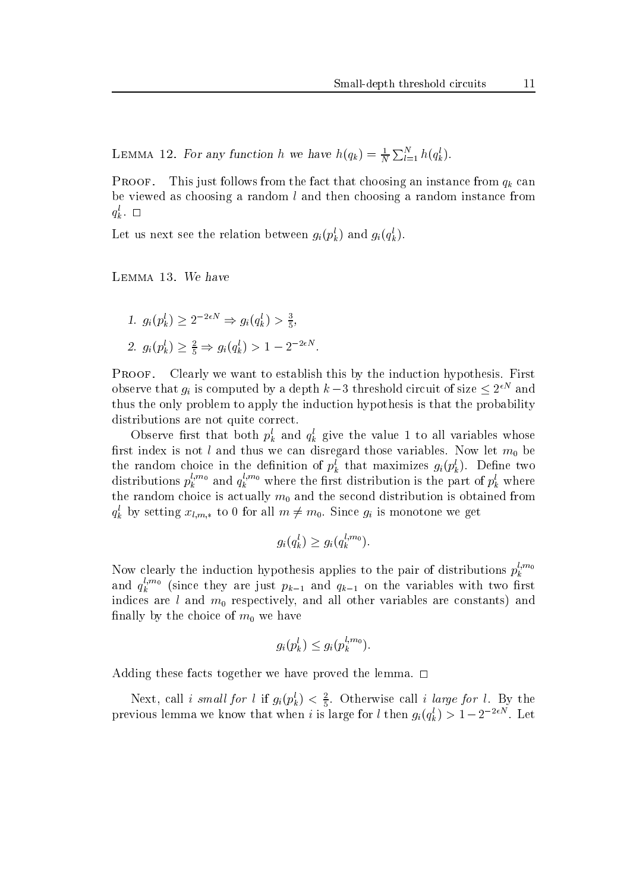**Lemma 12.** *For any function $h$ we have $h(q_k) = \frac{1}{N}\sum_{l=1}^{N} h(q_k^l)$.*

**Proof.** This just follows from the fact that choosing an instance from $q_k$ can be viewed as choosing a random $l$ and then choosing a random instance from $q_k^l$. $\square$

Let us next see the relation between $g_i(p_k^l)$ and $g_i(q_k^l)$.

**Lemma 13.** *We have*

1. $g_i(p_k^l) \geq 2^{-2\epsilon N} \Rightarrow g_i(q_k^l) > \frac{3}{5}$,
2. $g_i(p_k^l) \geq \frac{2}{5} \Rightarrow g_i(q_k^l) > 1 - 2^{-2\epsilon N}$.

**Proof.** Clearly we want to establish this by the induction hypothesis. First observe that $g_i$ is computed by a depth $k-3$ threshold circuit of size $\leq 2^{\epsilon N}$ and thus the only problem to apply the induction hypothesis is that the probability distributions are not quite correct.

Observe first that both $p_k^l$ and $q_k^l$ give the value 1 to all variables whose first index is not $l$ and thus we can disregard those variables. Now let $m_0$ be the random choice in the definition of $p_k^l$ that maximizes $g_i(p_k^l)$. Define two distributions $p_k^{l,m_0}$ and $q_k^{l,m_0}$ where the first distribution is the part of $p_k^l$ where the random choice is actually $m_0$ and the second distribution is obtained from $q_k^l$ by setting $x_{l,m,*}$ to 0 for all $m \neq m_0$. Since $g_i$ is monotone we get

$$g_i(q_k^l) \geq g_i(q_k^{l,m_0}).$$

Now clearly the induction hypothesis applies to the pair of distributions $p_k^{l,m_0}$ and $q_k^{l,m_0}$ (since they are just $p_{k-1}$ and $q_{k-1}$ on the variables with two first indices are $l$ and $m_0$ respectively, and all other variables are constants) and finally by the choice of $m_0$ we have

$$g_i(p_k^l) \leq g_i(p_k^{l,m_0}).$$

Adding these facts together we have proved the lemma. $\square$

Next, call *$i$ small for $l$* if $g_i(p_k^l) < \frac{2}{5}$. Otherwise call *$i$ large for $l$*. By the previous lemma we know that when $i$ is large for $l$ then $g_i(q_k^l) > 1 - 2^{-2\epsilon N}$. Let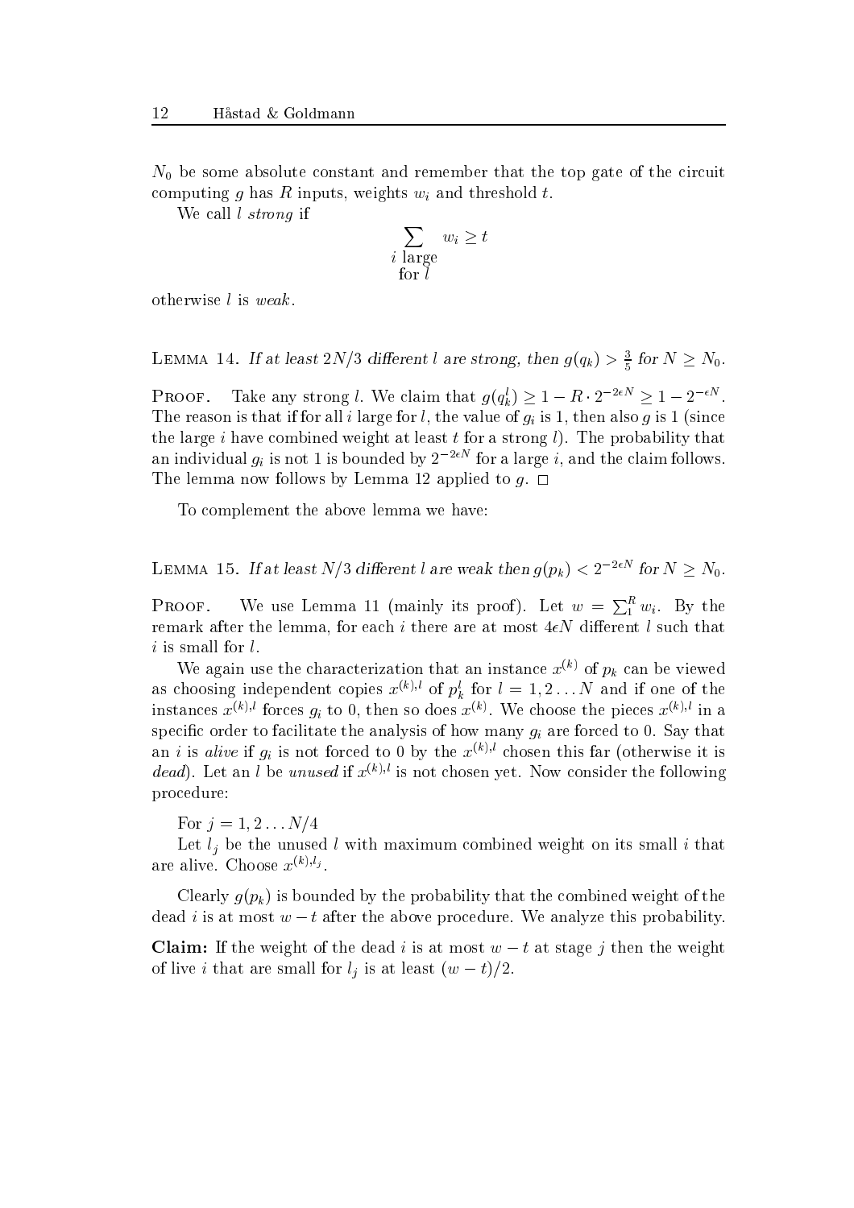$N_0$ be some absolute constant and remember that the top gate of the circuit computing $g$ has $R$ inputs, weights $w_i$ and threshold $t$.

We call $l$ *strong* if

$$\sum_{\substack{i \text{ large} \\ \text{for } l}} w_i \geq t$$

otherwise $l$ is *weak*.

LEMMA 14. *If at least $2N/3$ different $l$ are strong, then $g(q_k) > \frac{3}{5}$ for $N \geq N_0$.*

PROOF. Take any strong $l$. We claim that $g(q_k^l) \geq 1 - R \cdot 2^{-2\epsilon N} \geq 1 - 2^{-\epsilon N}$. The reason is that if for all $i$ large for $l$, the value of $g_i$ is 1, then also $g$ is 1 (since the large $i$ have combined weight at least $t$ for a strong $l$). The probability that an individual $g_i$ is not 1 is bounded by $2^{-2\epsilon N}$ for a large $i$, and the claim follows. The lemma now follows by Lemma 12 applied to $g$. $\square$

To complement the above lemma we have:

LEMMA 15. *If at least $N/3$ different $l$ are weak then $g(p_k) < 2^{-2\epsilon N}$ for $N \geq N_0$.*

PROOF. We use Lemma 11 (mainly its proof). Let $w = \sum_1^R w_i$. By the remark after the lemma, for each $i$ there are at most $4\epsilon N$ different $l$ such that $i$ is small for $l$.

We again use the characterization that an instance $x^{(k)}$ of $p_k$ can be viewed as choosing independent copies $x^{(k),l}$ of $p_k^l$ for $l = 1, 2 \ldots N$ and if one of the instances $x^{(k),l}$ forces $g_i$ to 0, then so does $x^{(k)}$. We choose the pieces $x^{(k),l}$ in a specific order to facilitate the analysis of how many $g_i$ are forced to 0. Say that an $i$ is *alive* if $g_i$ is not forced to 0 by the $x^{(k),l}$ chosen this far (otherwise it is *dead*). Let an $l$ be *unused* if $x^{(k),l}$ is not chosen yet. Now consider the following procedure:

For $j = 1, 2 \ldots N/4$

Let $l_j$ be the unused $l$ with maximum combined weight on its small $i$ that are alive. Choose $x^{(k),l_j}$.

Clearly $g(p_k)$ is bounded by the probability that the combined weight of the dead $i$ is at most $w - t$ after the above procedure. We analyze this probability.

**Claim:** If the weight of the dead $i$ is at most $w - t$ at stage $j$ then the weight of live $i$ that are small for $l_j$ is at least $(w - t)/2$.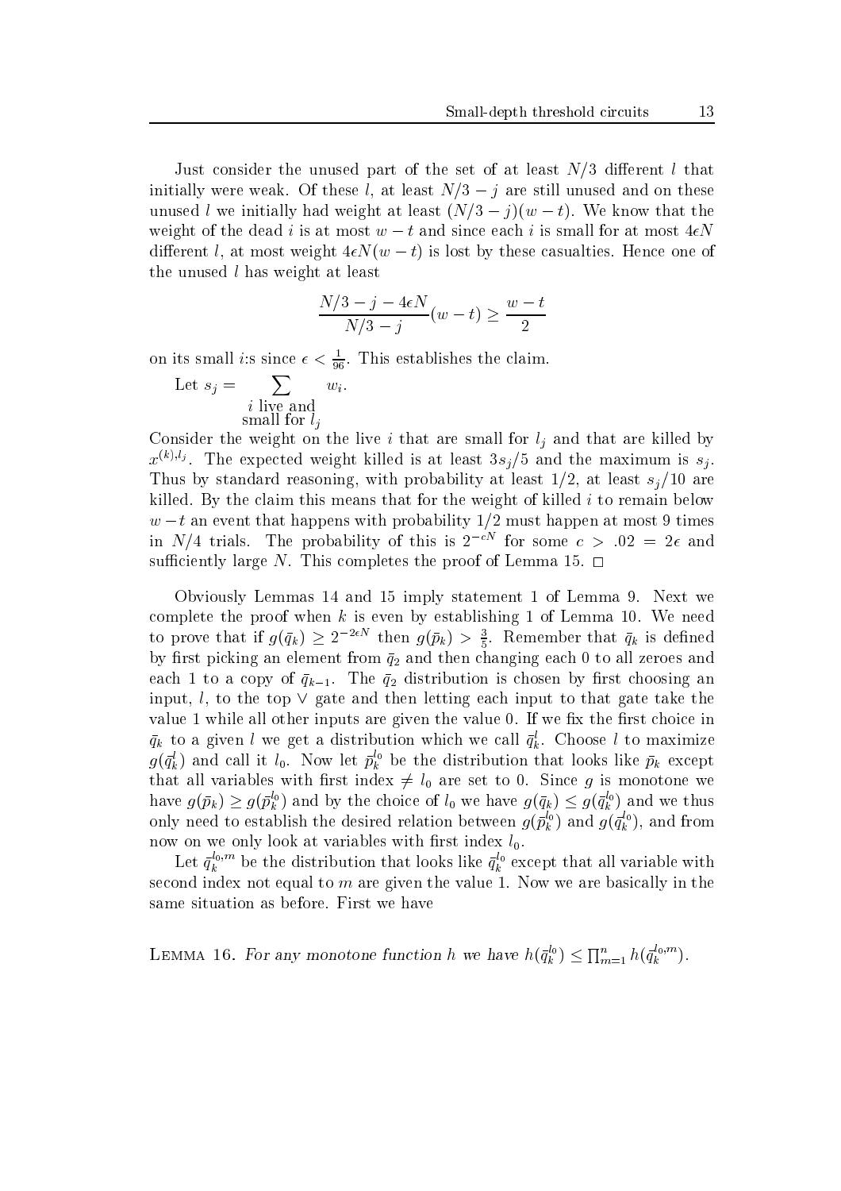Just consider the unused part of the set of at least $N/3$ different $l$ that initially were weak. Of these $l$, at least $N/3 - j$ are still unused and on these unused $l$ we initially had weight at least $(N/3 - j)(w - t)$. We know that the weight of the dead $i$ is at most $w - t$ and since each $i$ is small for at most $4\epsilon N$ different $l$, at most weight $4\epsilon N(w - t)$ is lost by these casualties. Hence one of the unused $l$ has weight at least

$$\frac{N/3 - j - 4\epsilon N}{N/3 - j}(w - t) \geq \frac{w - t}{2}$$

on its small $i$:s since $\epsilon < \frac{1}{96}$. This establishes the claim.

Let $s_j = \sum_{\substack{i \text{ live and} \\ \text{small for } l_j}} w_i$.

Consider the weight on the live $i$ that are small for $l_j$ and that are killed by $x^{(k),l_j}$. The expected weight killed is at least $3s_j/5$ and the maximum is $s_j$. Thus by standard reasoning, with probability at least $1/2$, at least $s_j/10$ are killed. By the claim this means that for the weight of killed $i$ to remain below $w - t$ an event that happens with probability $1/2$ must happen at most 9 times in $N/4$ trials. The probability of this is $2^{-cN}$ for some $c > .02 = 2\epsilon$ and sufficiently large $N$. This completes the proof of Lemma 15. $\square$

Obviously Lemmas 14 and 15 imply statement 1 of Lemma 9. Next we complete the proof when $k$ is even by establishing 1 of Lemma 10. We need to prove that if $g(\bar{q}_k) \geq 2^{-2\epsilon N}$ then $g(\bar{p}_k) > \frac{3}{5}$. Remember that $\bar{q}_k$ is defined by first picking an element from $\bar{q}_2$ and then changing each 0 to all zeroes and each 1 to a copy of $\bar{q}_{k-1}$. The $\bar{q}_2$ distribution is chosen by first choosing an input, $l$, to the top $\vee$ gate and then letting each input to that gate take the value 1 while all other inputs are given the value 0. If we fix the first choice in $\bar{q}_k$ to a given $l$ we get a distribution which we call $\bar{q}_k^l$. Choose $l$ to maximize $g(\bar{q}_k^l)$ and call it $l_0$. Now let $\bar{p}_k^{l_0}$ be the distribution that looks like $\bar{p}_k$ except that all variables with first index $\neq l_0$ are set to 0. Since $g$ is monotone we have $g(\bar{p}_k) \geq g(\bar{p}_k^{l_0})$ and by the choice of $l_0$ we have $g(\bar{q}_k) \leq g(\bar{q}_k^{l_0})$ and we thus only need to establish the desired relation between $g(\bar{p}_k^{l_0})$ and $g(\bar{q}_k^{l_0})$, and from now on we only look at variables with first index $l_0$.

Let $\bar{q}_k^{l_0,m}$ be the distribution that looks like $\bar{q}_k^{l_0}$ except that all variable with second index not equal to $m$ are given the value 1. Now we are basically in the same situation as before. First we have

LEMMA 16. *For any monotone function $h$ we have $h(\bar{q}_k^{l_0}) \leq \prod_{m=1}^{n} h(\bar{q}_k^{l_0,m})$.*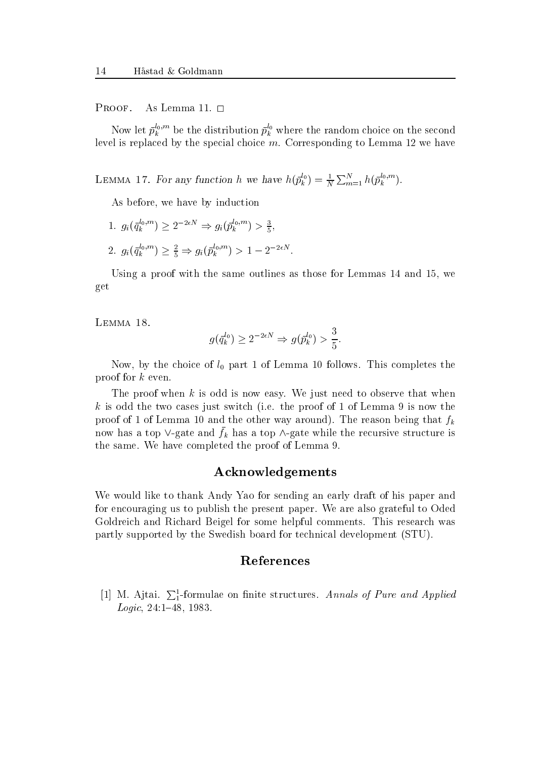PROOF. As Lemma 11. □

Now let $\bar{p}_k^{l_0,m}$ be the distribution $\bar{p}_k^{l_0}$ where the random choice on the second level is replaced by the special choice $m$. Corresponding to Lemma 12 we have

LEMMA 17. *For any function $h$ we have $h(\bar{p}_k^{l_0}) = \frac{1}{N}\sum_{m=1}^{N} h(\bar{p}_k^{l_0,m})$.*

As before, we have by induction

1. $g_i(\bar{q}_k^{l_0,m}) \geq 2^{-2\epsilon N} \Rightarrow g_i(\bar{p}_k^{l_0,m}) > \frac{3}{5}$,
2. $g_i(\bar{q}_k^{l_0,m}) \geq \frac{2}{5} \Rightarrow g_i(\bar{p}_k^{l_0,m}) > 1 - 2^{-2\epsilon N}$.

Using a proof with the same outlines as those for Lemmas 14 and 15, we get

LEMMA 18.
$$g(\bar{q}_k^{l_0}) \geq 2^{-2\epsilon N} \Rightarrow g(\bar{p}_k^{l_0}) > \frac{3}{5}.$$

Now, by the choice of $l_0$ part 1 of Lemma 10 follows. This completes the proof for $k$ even.

The proof when $k$ is odd is now easy. We just need to observe that when $k$ is odd the two cases just switch (i.e. the proof of 1 of Lemma 9 is now the proof of 1 of Lemma 10 and the other way around). The reason being that $f_k$ now has a top $\vee$-gate and $\bar{f}_k$ has a top $\wedge$-gate while the recursive structure is the same. We have completed the proof of Lemma 9.

## Acknowledgements

We would like to thank Andy Yao for sending an early draft of his paper and for encouraging us to publish the present paper. We are also grateful to Oded Goldreich and Richard Beigel for some helpful comments. This research was partly supported by the Swedish board for technical development (STU).

## References

[1] M. Ajtai. $\sum_1^1$-formulae on finite structures. *Annals of Pure and Applied Logic*, 24:1–48, 1983.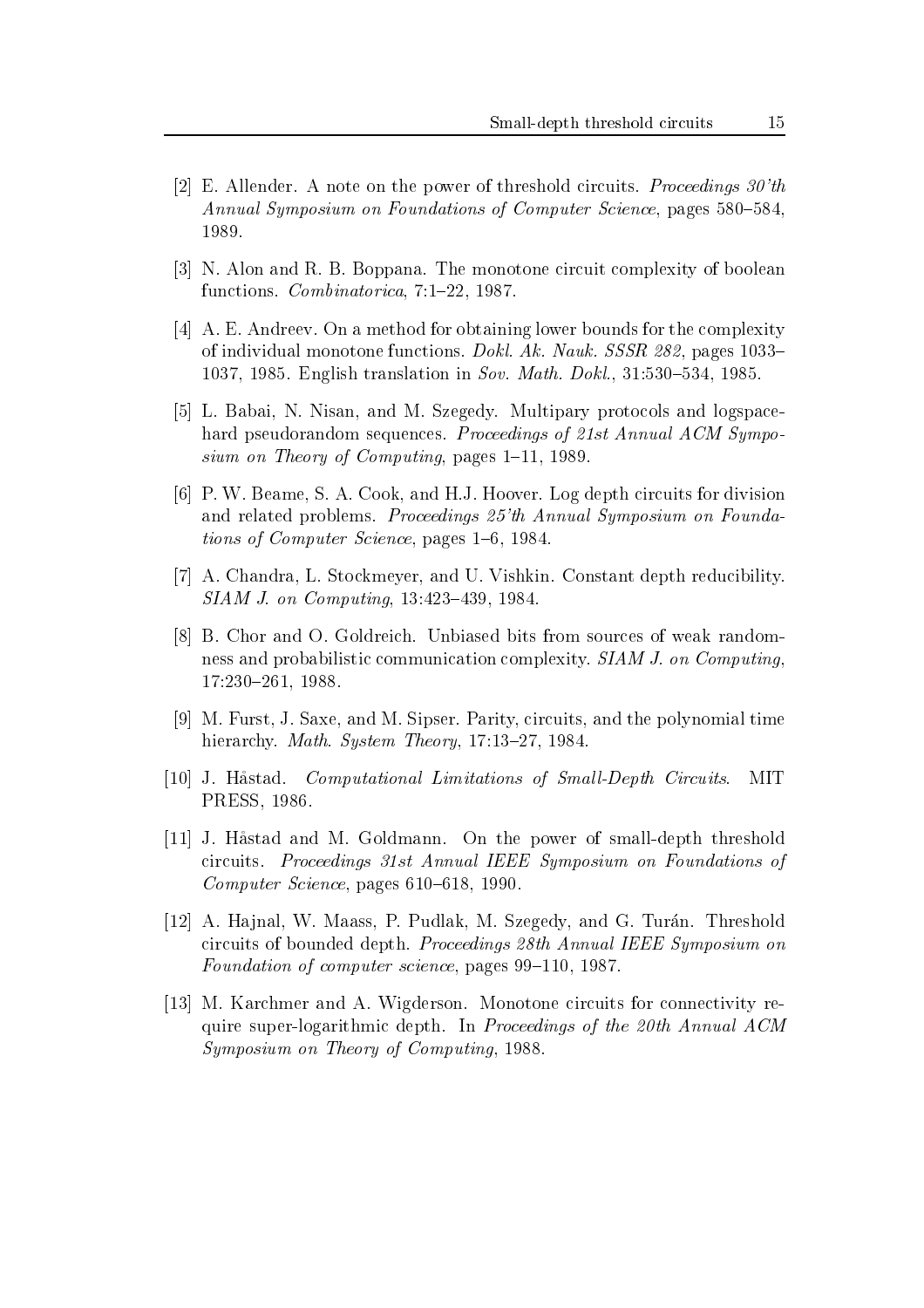[2] E. Allender. A note on the power of threshold circuits. *Proceedings 30'th Annual Symposium on Foundations of Computer Science*, pages 580–584, 1989.

[3] N. Alon and R. B. Boppana. The monotone circuit complexity of boolean functions. *Combinatorica*, 7:1–22, 1987.

[4] A. E. Andreev. On a method for obtaining lower bounds for the complexity of individual monotone functions. *Dokl. Ak. Nauk. SSSR 282*, pages 1033–1037, 1985. English translation in *Sov. Math. Dokl.*, 31:530–534, 1985.

[5] L. Babai, N. Nisan, and M. Szegedy. Multipary protocols and logspace-hard pseudorandom sequences. *Proceedings of 21st Annual ACM Symposium on Theory of Computing*, pages 1–11, 1989.

[6] P. W. Beame, S. A. Cook, and H.J. Hoover. Log depth circuits for division and related problems. *Proceedings 25'th Annual Symposium on Foundations of Computer Science*, pages 1–6, 1984.

[7] A. Chandra, L. Stockmeyer, and U. Vishkin. Constant depth reducibility. *SIAM J. on Computing*, 13:423–439, 1984.

[8] B. Chor and O. Goldreich. Unbiased bits from sources of weak randomness and probabilistic communication complexity. *SIAM J. on Computing*, 17:230–261, 1988.

[9] M. Furst, J. Saxe, and M. Sipser. Parity, circuits, and the polynomial time hierarchy. *Math. System Theory*, 17:13–27, 1984.

[10] J. Håstad. *Computational Limitations of Small-Depth Circuits*. MIT PRESS, 1986.

[11] J. Håstad and M. Goldmann. On the power of small-depth threshold circuits. *Proceedings 31st Annual IEEE Symposium on Foundations of Computer Science*, pages 610–618, 1990.

[12] A. Hajnal, W. Maass, P. Pudlak, M. Szegedy, and G. Turán. Threshold circuits of bounded depth. *Proceedings 28th Annual IEEE Symposium on Foundation of computer science*, pages 99–110, 1987.

[13] M. Karchmer and A. Wigderson. Monotone circuits for connectivity require super-logarithmic depth. In *Proceedings of the 20th Annual ACM Symposium on Theory of Computing*, 1988.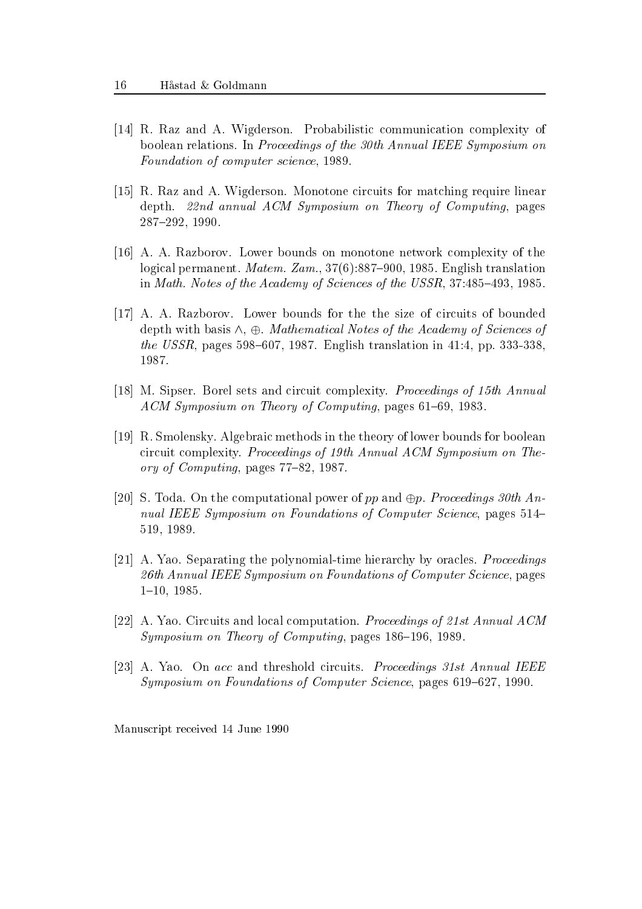[14] R. Raz and A. Wigderson. Probabilistic communication complexity of boolean relations. In *Proceedings of the 30th Annual IEEE Symposium on Foundation of computer science*, 1989.

[15] R. Raz and A. Wigderson. Monotone circuits for matching require linear depth. *22nd annual ACM Symposium on Theory of Computing*, pages 287–292, 1990.

[16] A. A. Razborov. Lower bounds on monotone network complexity of the logical permanent. *Matem. Zam.*, 37(6):887–900, 1985. English translation in *Math. Notes of the Academy of Sciences of the USSR*, 37:485–493, 1985.

[17] A. A. Razborov. Lower bounds for the the size of circuits of bounded depth with basis $\wedge$, $\oplus$. *Mathematical Notes of the Academy of Sciences of the USSR*, pages 598–607, 1987. English translation in 41:4, pp. 333-338, 1987.

[18] M. Sipser. Borel sets and circuit complexity. *Proceedings of 15th Annual ACM Symposium on Theory of Computing*, pages 61–69, 1983.

[19] R. Smolensky. Algebraic methods in the theory of lower bounds for boolean circuit complexity. *Proceedings of 19th Annual ACM Symposium on Theory of Computing*, pages 77–82, 1987.

[20] S. Toda. On the computational power of *pp* and $\oplus p$. *Proceedings 30th Annual IEEE Symposium on Foundations of Computer Science*, pages 514–519, 1989.

[21] A. Yao. Separating the polynomial-time hierarchy by oracles. *Proceedings 26th Annual IEEE Symposium on Foundations of Computer Science*, pages 1–10, 1985.

[22] A. Yao. Circuits and local computation. *Proceedings of 21st Annual ACM Symposium on Theory of Computing*, pages 186–196, 1989.

[23] A. Yao. On *acc* and threshold circuits. *Proceedings 31st Annual IEEE Symposium on Foundations of Computer Science*, pages 619–627, 1990.

Manuscript received 14 June 1990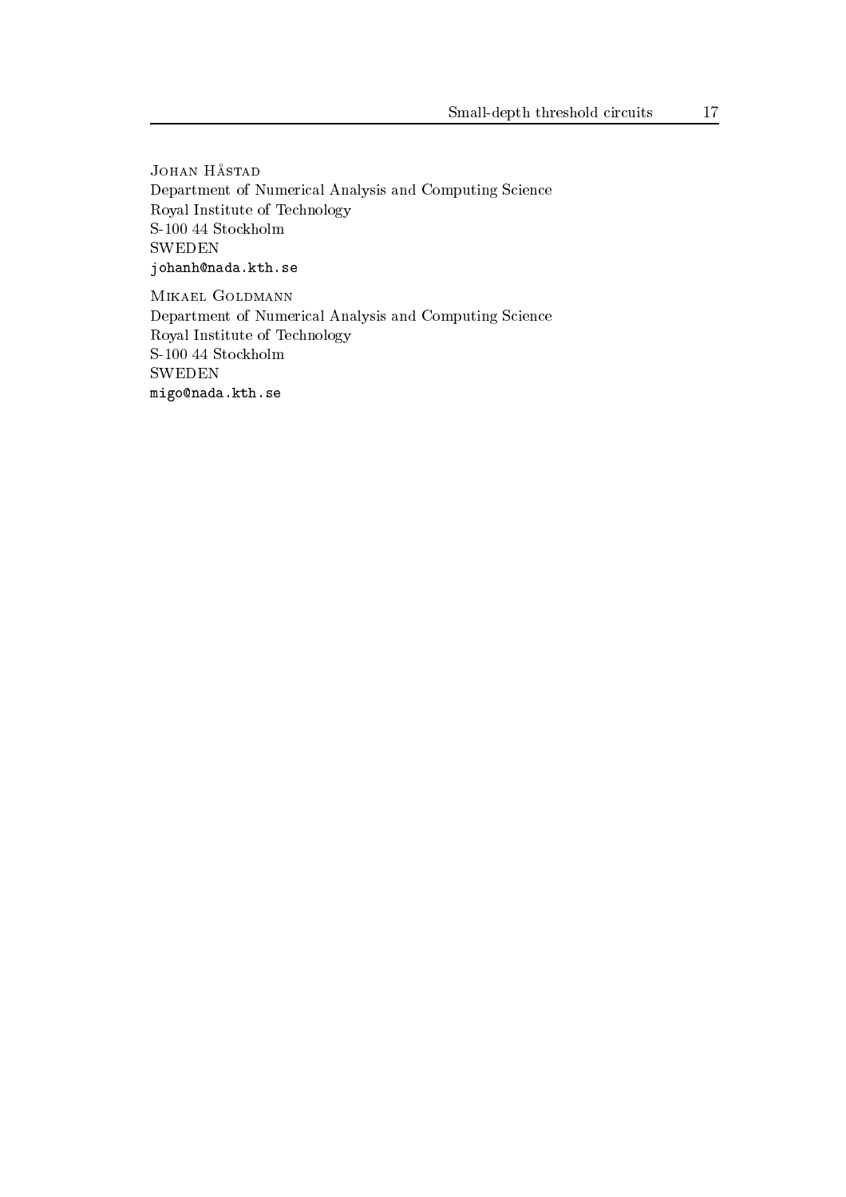Johan Håstad
Department of Numerical Analysis and Computing Science
Royal Institute of Technology
S-100 44 Stockholm
SWEDEN
`johanh@nada.kth.se`

Mikael Goldmann
Department of Numerical Analysis and Computing Science
Royal Institute of Technology
S-100 44 Stockholm
SWEDEN
`migo@nada.kth.se`